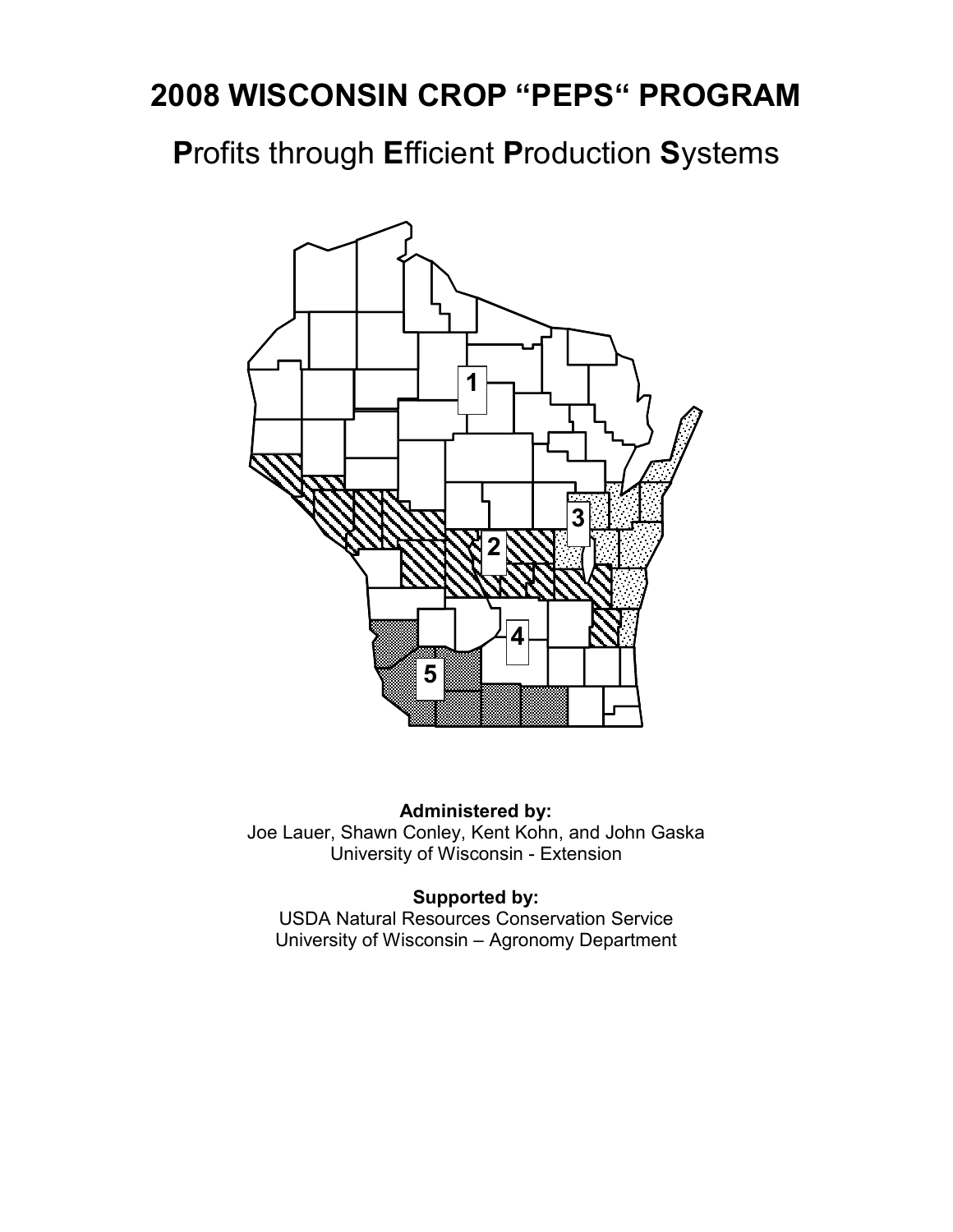# 2008 WISCONSIN CROP "PEPS" PROGRAM

## **P**rofits through **E**fficient **P**roduction **S**ystems

**Administered by:**
Joe Lauer, Shawn Conley, Kent Kohn, and John Gaska
University of Wisconsin - Extension

**Supported by:**
USDA Natural Resources Conservation Service
University of Wisconsin – Agronomy Department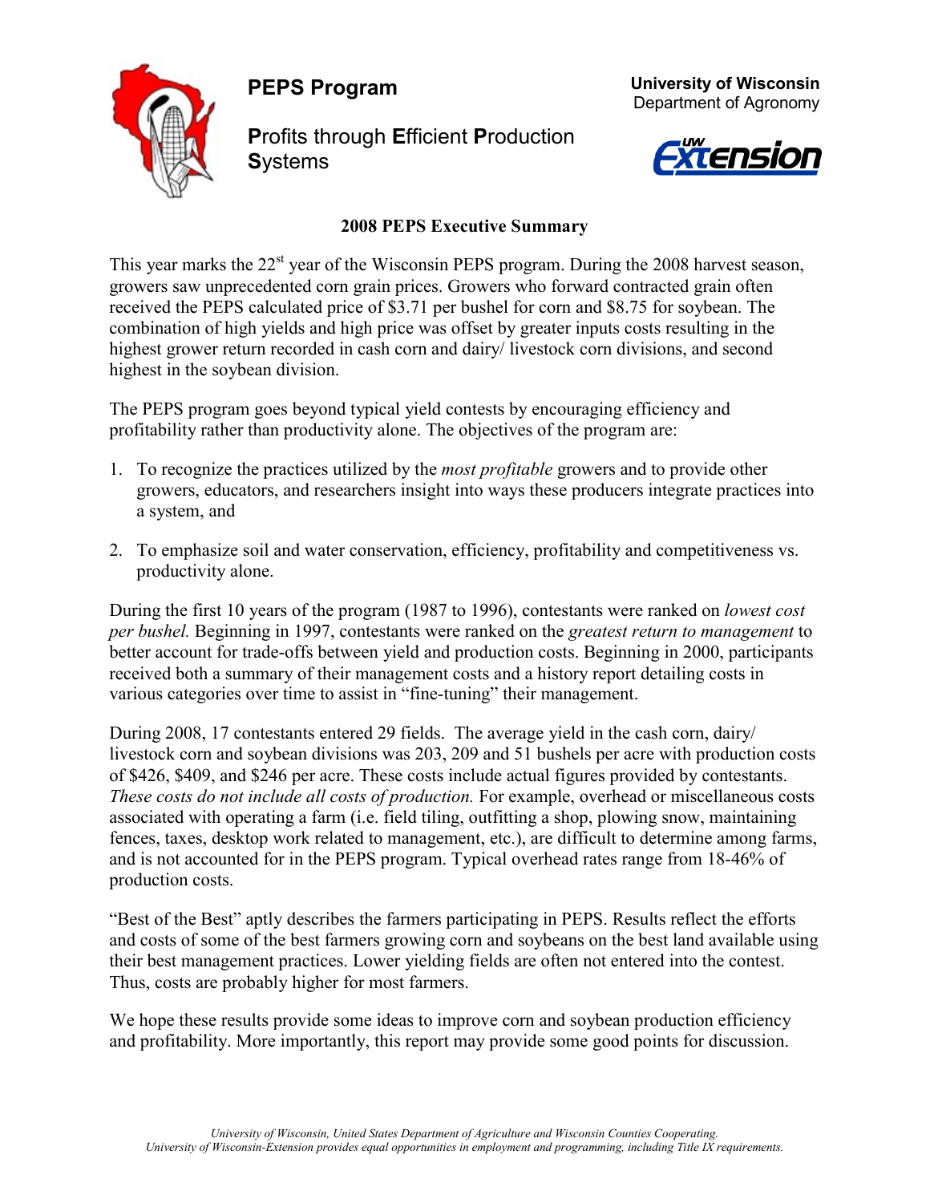# PEPS Program

**P**rofits through **E**fficient **P**roduction **S**ystems

**University of Wisconsin**
Department of Agronomy

## 2008 PEPS Executive Summary

This year marks the 22nd year of the Wisconsin PEPS program. During the 2008 harvest season, growers saw unprecedented corn grain prices. Growers who forward contracted grain often received the PEPS calculated price of $3.71 per bushel for corn and $8.75 for soybean. The combination of high yields and high price was offset by greater inputs costs resulting in the highest grower return recorded in cash corn and dairy/ livestock corn divisions, and second highest in the soybean division.

The PEPS program goes beyond typical yield contests by encouraging efficiency and profitability rather than productivity alone. The objectives of the program are:

1. To recognize the practices utilized by the *most profitable* growers and to provide other growers, educators, and researchers insight into ways these producers integrate practices into a system, and
2. To emphasize soil and water conservation, efficiency, profitability and competitiveness vs. productivity alone.

During the first 10 years of the program (1987 to 1996), contestants were ranked on *lowest cost per bushel.* Beginning in 1997, contestants were ranked on the *greatest return to management* to better account for trade-offs between yield and production costs. Beginning in 2000, participants received both a summary of their management costs and a history report detailing costs in various categories over time to assist in "fine-tuning" their management.

During 2008, 17 contestants entered 29 fields. The average yield in the cash corn, dairy/ livestock corn and soybean divisions was 203, 209 and 51 bushels per acre with production costs of $426, $409, and $246 per acre. These costs include actual figures provided by contestants. *These costs do not include all costs of production.* For example, overhead or miscellaneous costs associated with operating a farm (i.e. field tiling, outfitting a shop, plowing snow, maintaining fences, taxes, desktop work related to management, etc.), are difficult to determine among farms, and is not accounted for in the PEPS program. Typical overhead rates range from 18-46% of production costs.

"Best of the Best" aptly describes the farmers participating in PEPS. Results reflect the efforts and costs of some of the best farmers growing corn and soybeans on the best land available using their best management practices. Lower yielding fields are often not entered into the contest. Thus, costs are probably higher for most farmers.

We hope these results provide some ideas to improve corn and soybean production efficiency and profitability. More importantly, this report may provide some good points for discussion.

*University of Wisconsin, United States Department of Agriculture and Wisconsin Counties Cooperating.*
*University of Wisconsin-Extension provides equal opportunities in employment and programming, including Title IX requirements.*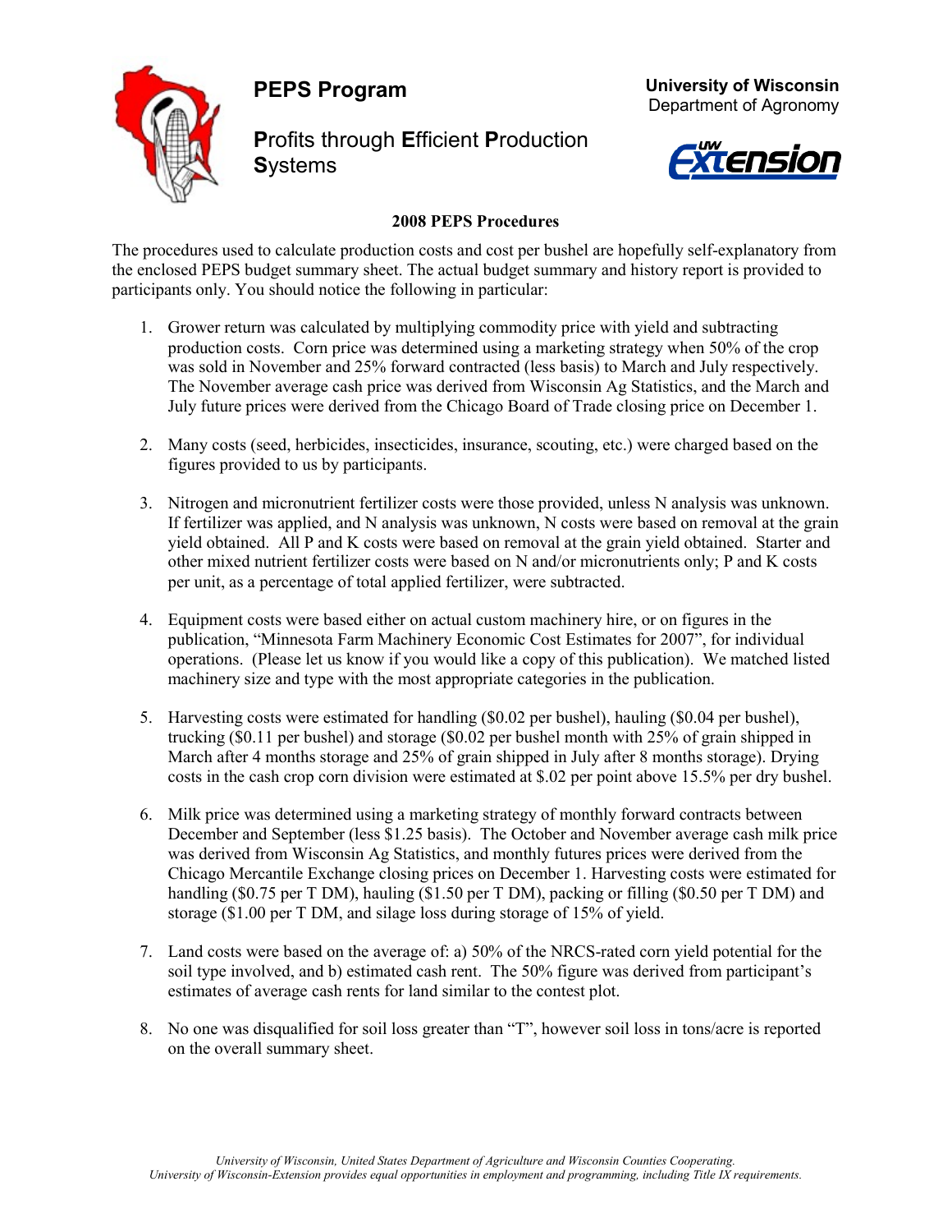# PEPS Program

**University of Wisconsin**
Department of Agronomy

**P**rofits through **E**fficient **P**roduction **S**ystems

## 2008 PEPS Procedures

The procedures used to calculate production costs and cost per bushel are hopefully self-explanatory from the enclosed PEPS budget summary sheet. The actual budget summary and history report is provided to participants only. You should notice the following in particular:

1. Grower return was calculated by multiplying commodity price with yield and subtracting production costs. Corn price was determined using a marketing strategy when 50% of the crop was sold in November and 25% forward contracted (less basis) to March and July respectively. The November average cash price was derived from Wisconsin Ag Statistics, and the March and July future prices were derived from the Chicago Board of Trade closing price on December 1.

2. Many costs (seed, herbicides, insecticides, insurance, scouting, etc.) were charged based on the figures provided to us by participants.

3. Nitrogen and micronutrient fertilizer costs were those provided, unless N analysis was unknown. If fertilizer was applied, and N analysis was unknown, N costs were based on removal at the grain yield obtained. All P and K costs were based on removal at the grain yield obtained. Starter and other mixed nutrient fertilizer costs were based on N and/or micronutrients only; P and K costs per unit, as a percentage of total applied fertilizer, were subtracted.

4. Equipment costs were based either on actual custom machinery hire, or on figures in the publication, "Minnesota Farm Machinery Economic Cost Estimates for 2007", for individual operations. (Please let us know if you would like a copy of this publication). We matched listed machinery size and type with the most appropriate categories in the publication.

5. Harvesting costs were estimated for handling ($0.02 per bushel), hauling ($0.04 per bushel), trucking ($0.11 per bushel) and storage ($0.02 per bushel month with 25% of grain shipped in March after 4 months storage and 25% of grain shipped in July after 8 months storage). Drying costs in the cash crop corn division were estimated at $.02 per point above 15.5% per dry bushel.

6. Milk price was determined using a marketing strategy of monthly forward contracts between December and September (less $1.25 basis). The October and November average cash milk price was derived from Wisconsin Ag Statistics, and monthly futures prices were derived from the Chicago Mercantile Exchange closing prices on December 1. Harvesting costs were estimated for handling ($0.75 per T DM), hauling ($1.50 per T DM), packing or filling ($0.50 per T DM) and storage ($1.00 per T DM, and silage loss during storage of 15% of yield.

7. Land costs were based on the average of: a) 50% of the NRCS-rated corn yield potential for the soil type involved, and b) estimated cash rent. The 50% figure was derived from participant's estimates of average cash rents for land similar to the contest plot.

8. No one was disqualified for soil loss greater than "T", however soil loss in tons/acre is reported on the overall summary sheet.

*University of Wisconsin, United States Department of Agriculture and Wisconsin Counties Cooperating.*
*University of Wisconsin-Extension provides equal opportunities in employment and programming, including Title IX requirements.*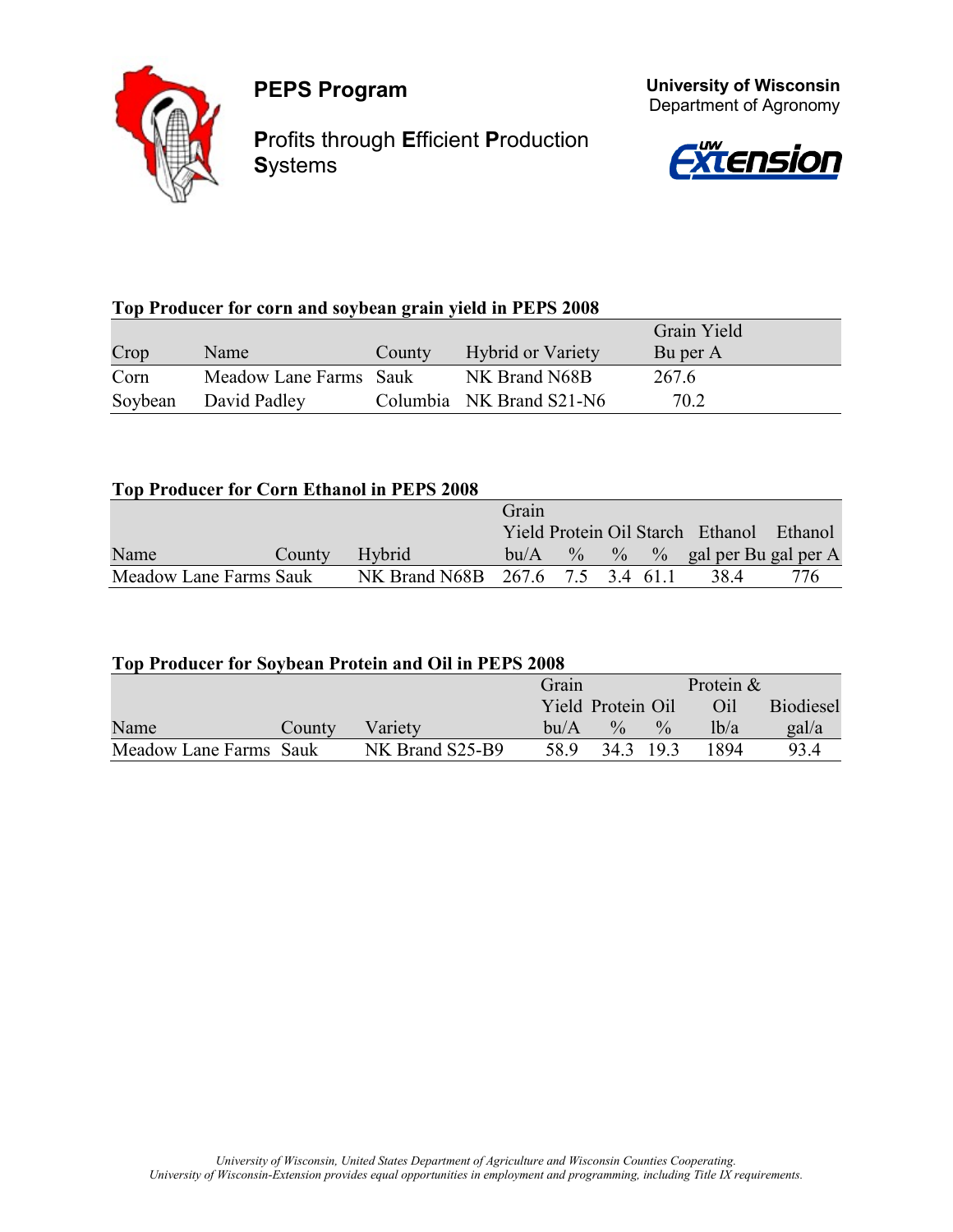**PEPS Program**

**P**rofits through **E**fficient **P**roduction **S**ystems

**University of Wisconsin**
Department of Agronomy

### Top Producer for corn and soybean grain yield in PEPS 2008

| Crop | Name | County | Hybrid or Variety | Grain Yield Bu per A |
|---|---|---|---|---|
| Corn | Meadow Lane Farms | Sauk | NK Brand N68B | 267.6 |
| Soybean | David Padley | Columbia | NK Brand S21-N6 | 70.2 |

### Top Producer for Corn Ethanol in PEPS 2008

| Name | County | Hybrid | Grain Yield bu/A | Protein % | Oil % | Starch % | Ethanol gal per Bu | Ethanol gal per A |
|---|---|---|---|---|---|---|---|---|
| Meadow Lane Farms | Sauk | NK Brand N68B | 267.6 | 7.5 | 3.4 | 61.1 | 38.4 | 776 |

### Top Producer for Soybean Protein and Oil in PEPS 2008

| Name | County | Variety | Grain Yield bu/A | Protein % | Oil % | Protein & Oil lb/a | Biodiesel gal/a |
|---|---|---|---|---|---|---|---|
| Meadow Lane Farms | Sauk | NK Brand S25-B9 | 58.9 | 34.3 | 19.3 | 1894 | 93.4 |

*University of Wisconsin, United States Department of Agriculture and Wisconsin Counties Cooperating.*
*University of Wisconsin-Extension provides equal opportunities in employment and programming, including Title IX requirements.*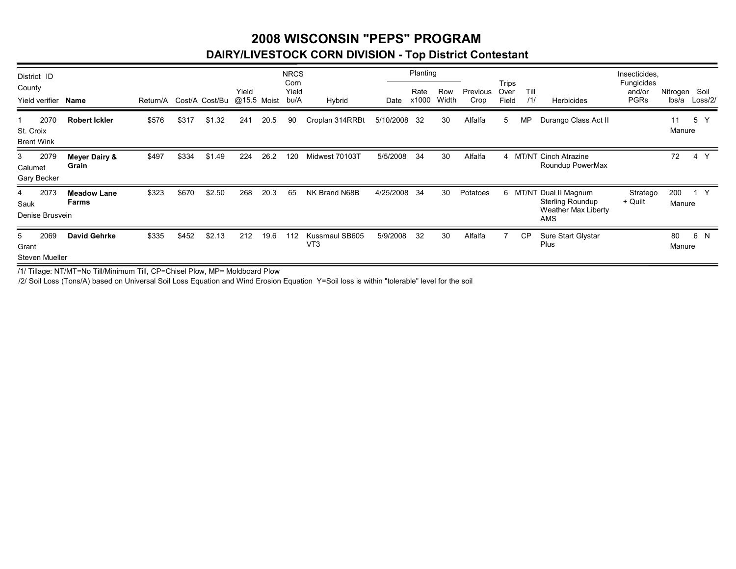# 2008 WISCONSIN "PEPS" PROGRAM

## DAIRY/LIVESTOCK CORN DIVISION - Top District Contestant

| District | ID | Name | Return/A | Cost/A | Cost/Bu | Yield @15.5 | Moist | NRCS Corn Yield bu/A | Hybrid | Planting Date | Planting Rate x1000 | Planting Row Width | Previous Crop | Trips Over Field | Till /1/ | Herbicides | Insecticides, Fungicides and/or PGRs | Nitrogen lbs/a | Soil Loss/2/ | |
|---|---|---|---|---|---|---|---|---|---|---|---|---|---|---|---|---|---|---|---|---|
| 1 | 2070 | Robert Ickler | $576 | $317 | $1.32 | 241 | 20.5 | 90 | Croplan 314RRBt | 5/10/2008 | 32 | 30 | Alfalfa | 5 | MP | Durango Class Act II | | 11 Manure | 5 | Y |
| St. Croix | | | | | | | | | | | | | | | | | | | | |
| Brent Wink | | | | | | | | | | | | | | | | | | | | |
| 3 | 2079 | Meyer Dairy & Grain | $497 | $334 | $1.49 | 224 | 26.2 | 120 | Midwest 70103T | 5/5/2008 | 34 | 30 | Alfalfa | 4 | MT/NT | Cinch Atrazine Roundup PowerMax | | 72 | 4 | Y |
| Calumet | | | | | | | | | | | | | | | | | | | | |
| Gary Becker | | | | | | | | | | | | | | | | | | | | |
| 4 | 2073 | Meadow Lane Farms | $323 | $670 | $2.50 | 268 | 20.3 | 65 | NK Brand N68B | 4/25/2008 | 34 | 30 | Potatoes | 6 | MT/NT | Dual II Magnum Sterling Roundup Weather Max Liberty AMS | Stratego + Quilt | 200 Manure | 1 | Y |
| Sauk | | | | | | | | | | | | | | | | | | | | |
| Denise Brusvein | | | | | | | | | | | | | | | | | | | | |
| 5 | 2069 | David Gehrke | $335 | $452 | $2.13 | 212 | 19.6 | 112 | Kussmaul SB605 VT3 | 5/9/2008 | 32 | 30 | Alfalfa | 7 | CP | Sure Start Glystar Plus | | 80 Manure | 6 | N |
| Grant | | | | | | | | | | | | | | | | | | | | |
| Steven Mueller | | | | | | | | | | | | | | | | | | | | |

Note: The first column lists District, County, and Yield verifier on successive lines.

/1/ Tillage: NT/MT=No Till/Minimum Till, CP=Chisel Plow, MP= Moldboard Plow

/2/ Soil Loss (Tons/A) based on Universal Soil Loss Equation and Wind Erosion Equation Y=Soil loss is within "tolerable" level for the soil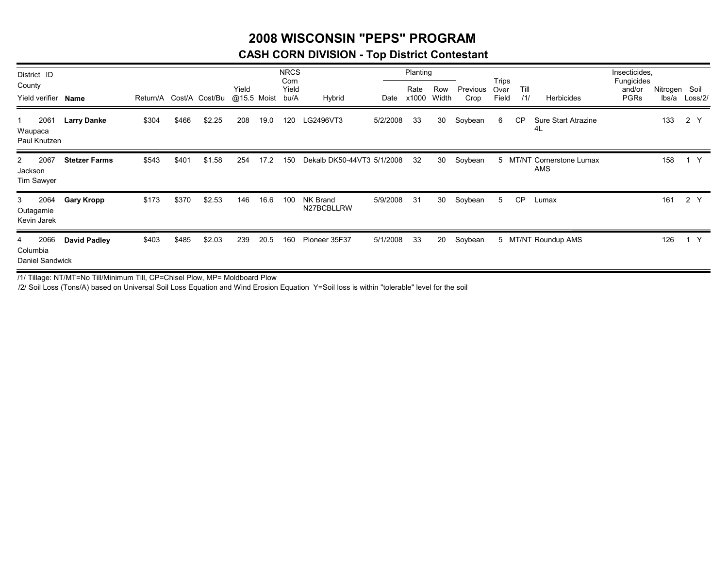# 2008 WISCONSIN "PEPS" PROGRAM

## CASH CORN DIVISION - Top District Contestant

| District ID County Yield verifier | Name | Return/A | Cost/A | Cost/Bu | Yield @15.5 | Moist | NRCS Corn Yield bu/A | Hybrid | Planting Date | Planting Rate x1000 | Planting Row Width | Previous Crop | Trips Over Field | Till /1/ | Herbicides | Insecticides, Fungicides and/or PGRs | Nitrogen lbs/a | Soil Loss/2/ |
|---|---|---|---|---|---|---|---|---|---|---|---|---|---|---|---|---|---|---|
| 1 2061 Waupaca Paul Knutzen | **Larry Danke** | $304 | $466 | $2.25 | 208 | 19.0 | 120 | LG2496VT3 | 5/2/2008 | 33 | 30 | Soybean | 6 | CP | Sure Start Atrazine 4L | | 133 | 2 Y |
| 2 2067 Jackson Tim Sawyer | **Stetzer Farms** | $543 | $401 | $1.58 | 254 | 17.2 | 150 | Dekalb DK50-44VT3 | 5/1/2008 | 32 | 30 | Soybean | 5 | MT/NT | Cornerstone Lumax AMS | | 158 | 1 Y |
| 3 2064 Outagamie Kevin Jarek | **Gary Kropp** | $173 | $370 | $2.53 | 146 | 16.6 | 100 | NK Brand N27BCBLLRW | 5/9/2008 | 31 | 30 | Soybean | 5 | CP | Lumax | | 161 | 2 Y |
| 4 2066 Columbia Daniel Sandwick | **David Padley** | $403 | $485 | $2.03 | 239 | 20.5 | 160 | Pioneer 35F37 | 5/1/2008 | 33 | 20 | Soybean | 5 | MT/NT | Roundup AMS | | 126 | 1 Y |

/1/ Tillage: NT/MT=No Till/Minimum Till, CP=Chisel Plow, MP= Moldboard Plow

/2/ Soil Loss (Tons/A) based on Universal Soil Loss Equation and Wind Erosion Equation Y=Soil loss is within "tolerable" level for the soil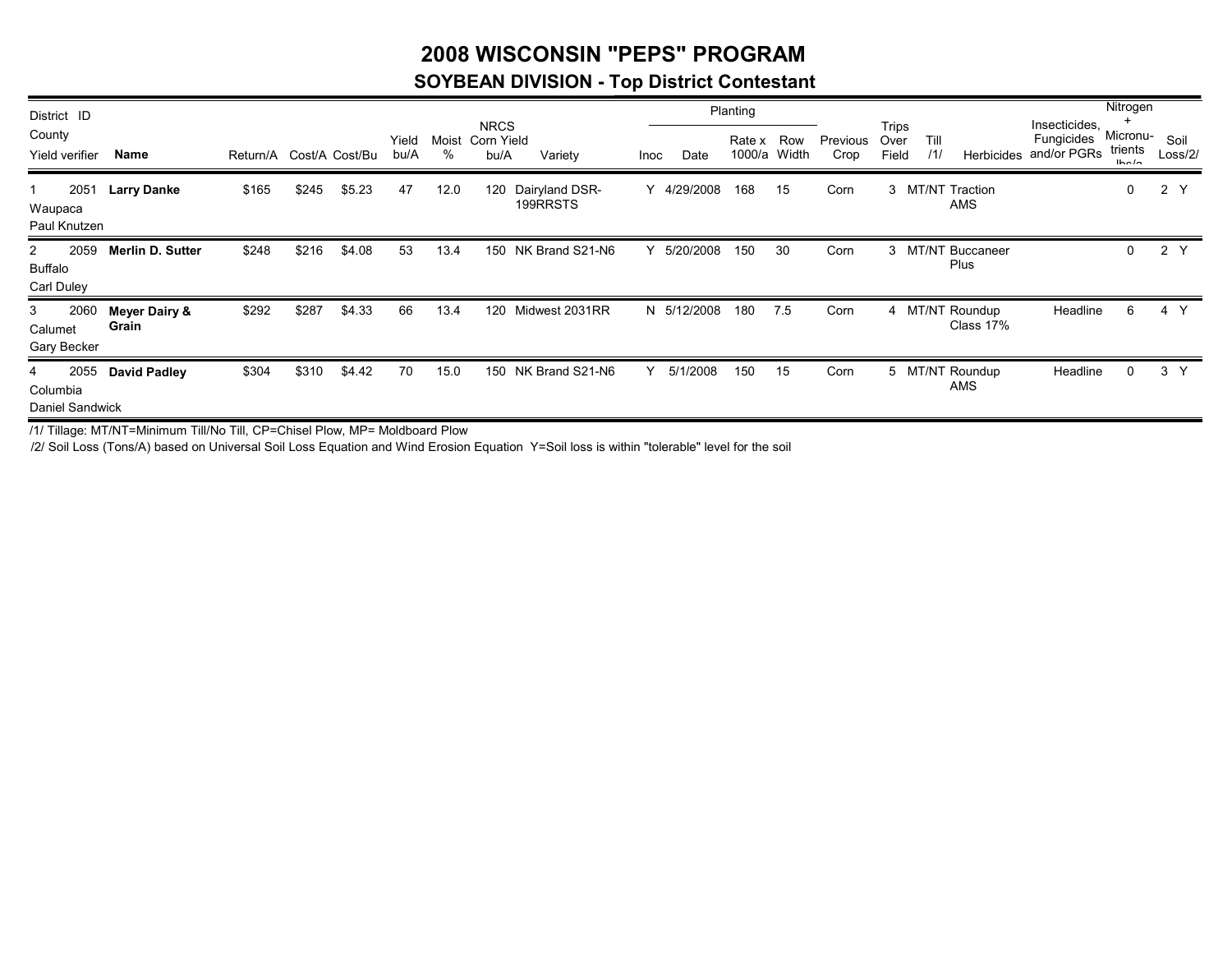# 2008 WISCONSIN "PEPS" PROGRAM

## SOYBEAN DIVISION - Top District Contestant

| District ID County Yield verifier | Name | Return/A | Cost/A | Cost/Bu | Yield bu/A | Moist % | NRCS Corn Yield bu/A | Variety | Inoc | Planting Date | Planting Rate x 1000/a | Planting Row Width | Previous Crop | Trips Over Field | Till /1/ | Herbicides | Insecticides, Fungicides and/or PGRs | Nitrogen + Micronu-trients lbs/a | Soil Loss/2/ | |
|---|---|---|---|---|---|---|---|---|---|---|---|---|---|---|---|---|---|---|---|---|
| 1 2051 Waupaca Paul Knutzen | **Larry Danke** | $165 | $245 | $5.23 | 47 | 12.0 | 120 | Dairyland DSR-199RRSTS | Y | 4/29/2008 | 168 | 15 | Corn | 3 | MT/NT | Traction AMS | | 0 | 2 | Y |
| 2 2059 Buffalo Carl Duley | **Merlin D. Sutter** | $248 | $216 | $4.08 | 53 | 13.4 | 150 | NK Brand S21-N6 | Y | 5/20/2008 | 150 | 30 | Corn | 3 | MT/NT | Buccaneer Plus | | 0 | 2 | Y |
| 3 2060 Calumet Gary Becker | **Meyer Dairy & Grain** | $292 | $287 | $4.33 | 66 | 13.4 | 120 | Midwest 2031RR | N | 5/12/2008 | 180 | 7.5 | Corn | 4 | MT/NT | Roundup Class 17% | Headline | 6 | 4 | Y |
| 4 2055 Columbia Daniel Sandwick | **David Padley** | $304 | $310 | $4.42 | 70 | 15.0 | 150 | NK Brand S21-N6 | Y | 5/1/2008 | 150 | 15 | Corn | 5 | MT/NT | Roundup AMS | Headline | 0 | 3 | Y |

/1/ Tillage: MT/NT=Minimum Till/No Till, CP=Chisel Plow, MP= Moldboard Plow

/2/ Soil Loss (Tons/A) based on Universal Soil Loss Equation and Wind Erosion Equation Y=Soil loss is within "tolerable" level for the soil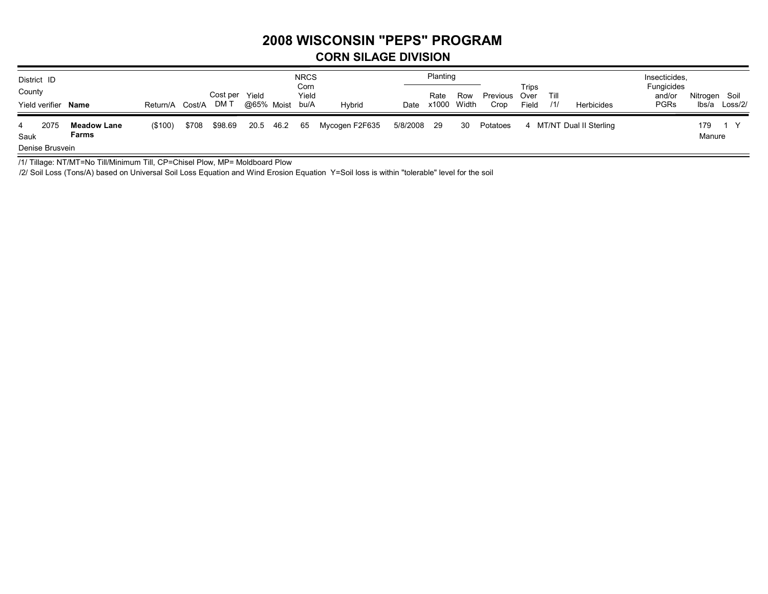# 2008 WISCONSIN "PEPS" PROGRAM

## CORN SILAGE DIVISION

| District ID / County / Yield verifier | Name | Return/A | Cost/A | Cost per DM T | Yield @65% | Moist | NRCS Corn Yield bu/A | Hybrid | Planting Date | Planting Rate x1000 | Planting Row Width | Previous Crop | Trips Over Field | Till /1/ | Herbicides | Insecticides, Fungicides and/or PGRs | Nitrogen lbs/a | Soil Loss/2/ |
|---|---|---|---|---|---|---|---|---|---|---|---|---|---|---|---|---|---|---|
| 4 2075 Sauk Denise Brusvein | **Meadow Lane Farms** | ($100) | $708 | $98.69 | 20.5 | 46.2 | 65 | Mycogen F2F635 | 5/8/2008 | 29 | 30 | Potatoes | 4 | MT/NT | Dual II Sterling | | 179 Manure | 1 Y |

/1/ Tillage: NT/MT=No Till/Minimum Till, CP=Chisel Plow, MP= Moldboard Plow

/2/ Soil Loss (Tons/A) based on Universal Soil Loss Equation and Wind Erosion Equation Y=Soil loss is within "tolerable" level for the soil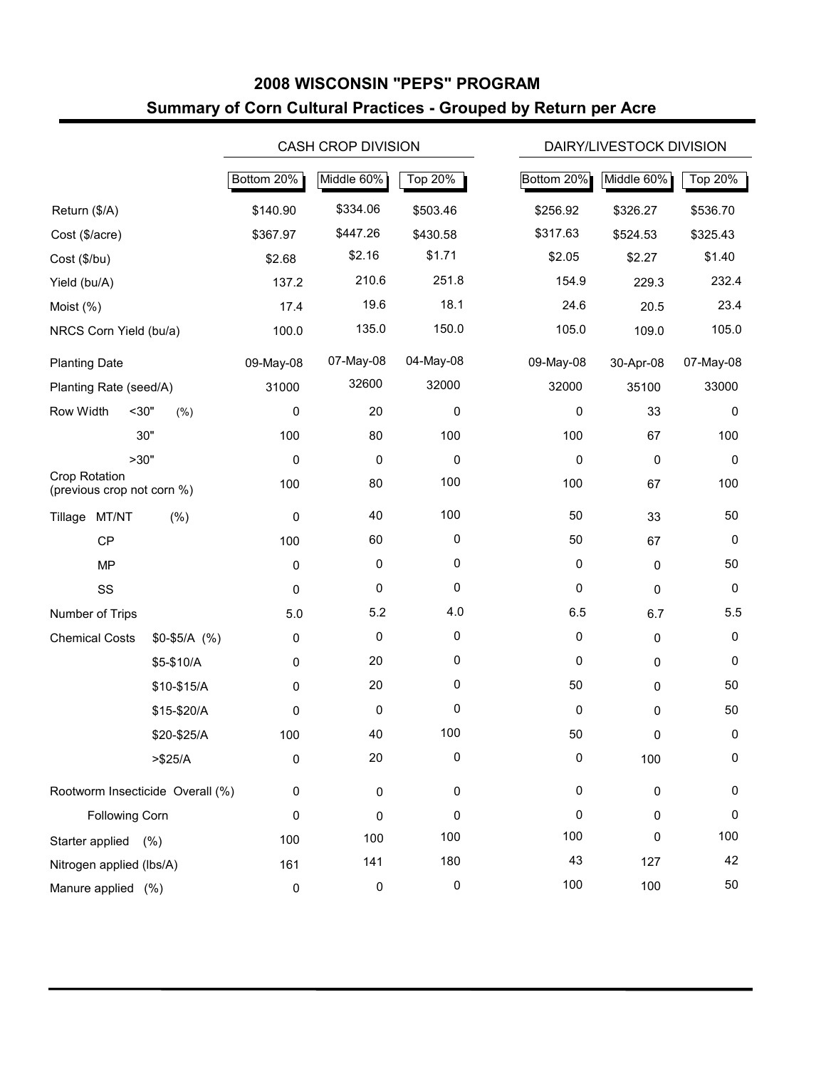# 2008 WISCONSIN "PEPS" PROGRAM
## Summary of Corn Cultural Practices - Grouped by Return per Acre

| | | CASH CROP DIVISION | | | DAIRY/LIVESTOCK DIVISION | | |
|---|---|---|---|---|---|---|---|
| | | Bottom 20% | Middle 60% | Top 20% | Bottom 20% | Middle 60% | Top 20% |
| Return ($/A) | | $140.90 | $334.06 | $503.46 | $256.92 | $326.27 | $536.70 |
| Cost ($/acre) | | $367.97 | $447.26 | $430.58 | $317.63 | $524.53 | $325.43 |
| Cost ($/bu) | | $2.68 | $2.16 | $1.71 | $2.05 | $2.27 | $1.40 |
| Yield (bu/A) | | 137.2 | 210.6 | 251.8 | 154.9 | 229.3 | 232.4 |
| Moist (%) | | 17.4 | 19.6 | 18.1 | 24.6 | 20.5 | 23.4 |
| NRCS Corn Yield (bu/a) | | 100.0 | 135.0 | 150.0 | 105.0 | 109.0 | 105.0 |
| Planting Date | | 09-May-08 | 07-May-08 | 04-May-08 | 09-May-08 | 30-Apr-08 | 07-May-08 |
| Planting Rate (seed/A) | | 31000 | 32600 | 32000 | 32000 | 35100 | 33000 |
| Row Width (%) | <30" | 0 | 20 | 0 | 0 | 33 | 0 |
| | 30" | 100 | 80 | 100 | 100 | 67 | 100 |
| | >30" | 0 | 0 | 0 | 0 | 0 | 0 |
| Crop Rotation (previous crop not corn %) | | 100 | 80 | 100 | 100 | 67 | 100 |
| Tillage (%) | MT/NT | 0 | 40 | 100 | 50 | 33 | 50 |
| | CP | 100 | 60 | 0 | 50 | 67 | 0 |
| | MP | 0 | 0 | 0 | 0 | 0 | 50 |
| | SS | 0 | 0 | 0 | 0 | 0 | 0 |
| Number of Trips | | 5.0 | 5.2 | 4.0 | 6.5 | 6.7 | 5.5 |
| Chemical Costs | $0-$5/A (%) | 0 | 0 | 0 | 0 | 0 | 0 |
| | $5-$10/A | 0 | 20 | 0 | 0 | 0 | 0 |
| | $10-$15/A | 0 | 20 | 0 | 50 | 0 | 50 |
| | $15-$20/A | 0 | 0 | 0 | 0 | 0 | 50 |
| | $20-$25/A | 100 | 40 | 100 | 50 | 0 | 0 |
| | >$25/A | 0 | 20 | 0 | 0 | 100 | 0 |
| Rootworm Insecticide Overall (%) | | 0 | 0 | 0 | 0 | 0 | 0 |
| Following Corn | | 0 | 0 | 0 | 0 | 0 | 0 |
| Starter applied (%) | | 100 | 100 | 100 | 100 | 0 | 100 |
| Nitrogen applied (lbs/A) | | 161 | 141 | 180 | 43 | 127 | 42 |
| Manure applied (%) | | 0 | 0 | 0 | 100 | 100 | 50 |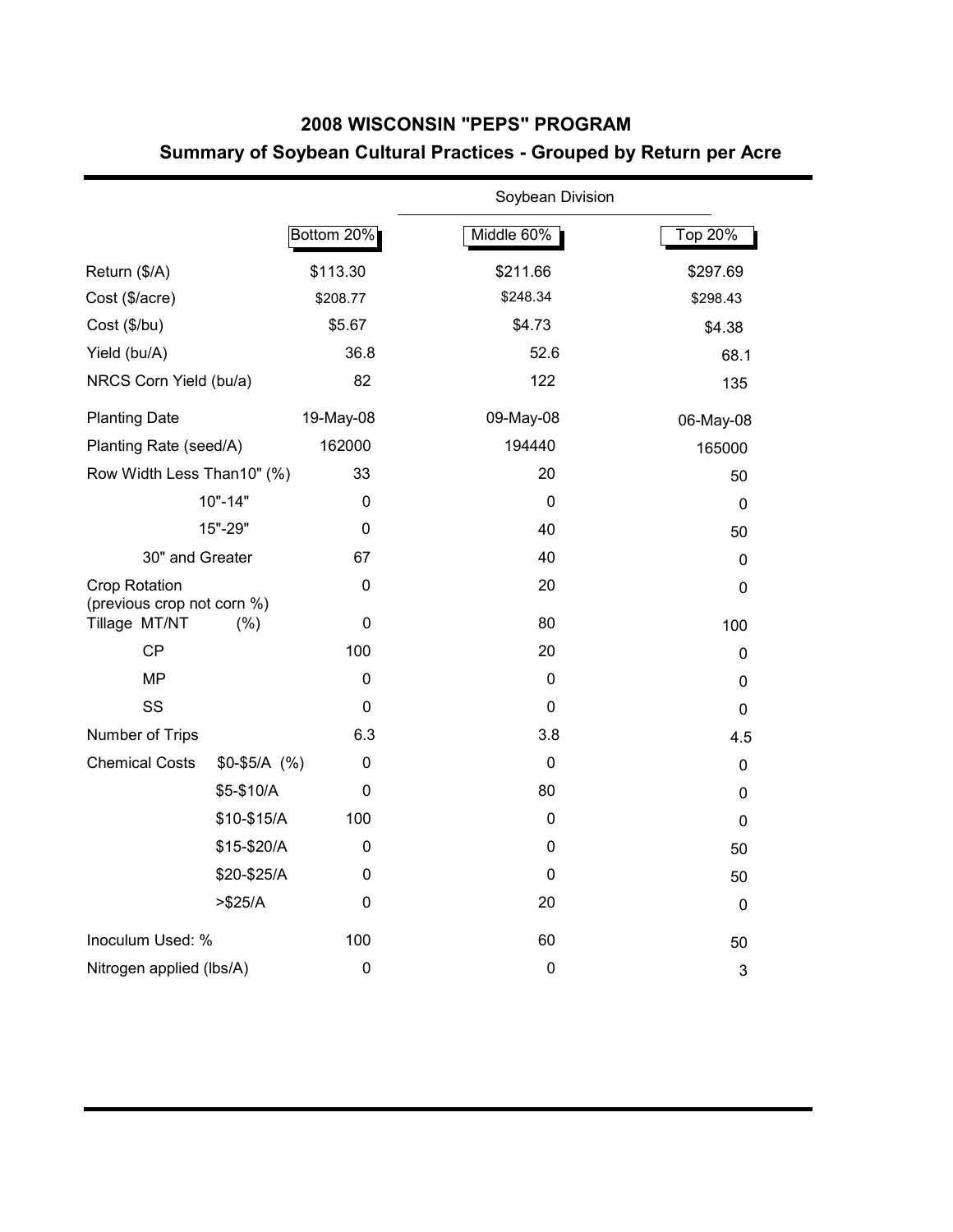## 2008 WISCONSIN "PEPS" PROGRAM

### Summary of Soybean Cultural Practices - Grouped by Return per Acre

| | | Soybean Division | |
|---|---|---|---|
| | Bottom 20% | Middle 60% | Top 20% |
| Return ($/A) | $113.30 | $211.66 | $297.69 |
| Cost ($/acre) | $208.77 | $248.34 | $298.43 |
| Cost ($/bu) | $5.67 | $4.73 | $4.38 |
| Yield (bu/A) | 36.8 | 52.6 | 68.1 |
| NRCS Corn Yield (bu/a) | 82 | 122 | 135 |
| Planting Date | 19-May-08 | 09-May-08 | 06-May-08 |
| Planting Rate (seed/A) | 162000 | 194440 | 165000 |
| Row Width Less Than10" (%) | 33 | 20 | 50 |
| 10"-14" | 0 | 0 | 0 |
| 15"-29" | 0 | 40 | 50 |
| 30" and Greater | 67 | 40 | 0 |
| Crop Rotation (previous crop not corn %) | 0 | 20 | 0 |
| Tillage MT/NT (%) | 0 | 80 | 100 |
| CP | 100 | 20 | 0 |
| MP | 0 | 0 | 0 |
| SS | 0 | 0 | 0 |
| Number of Trips | 6.3 | 3.8 | 4.5 |
| Chemical Costs $0-$5/A (%) | 0 | 0 | 0 |
| $5-$10/A | 0 | 80 | 0 |
| $10-$15/A | 100 | 0 | 0 |
| $15-$20/A | 0 | 0 | 50 |
| $20-$25/A | 0 | 0 | 50 |
| >$25/A | 0 | 20 | 0 |
| Inoculum Used: % | 100 | 60 | 50 |
| Nitrogen applied (lbs/A) | 0 | 0 | 3 |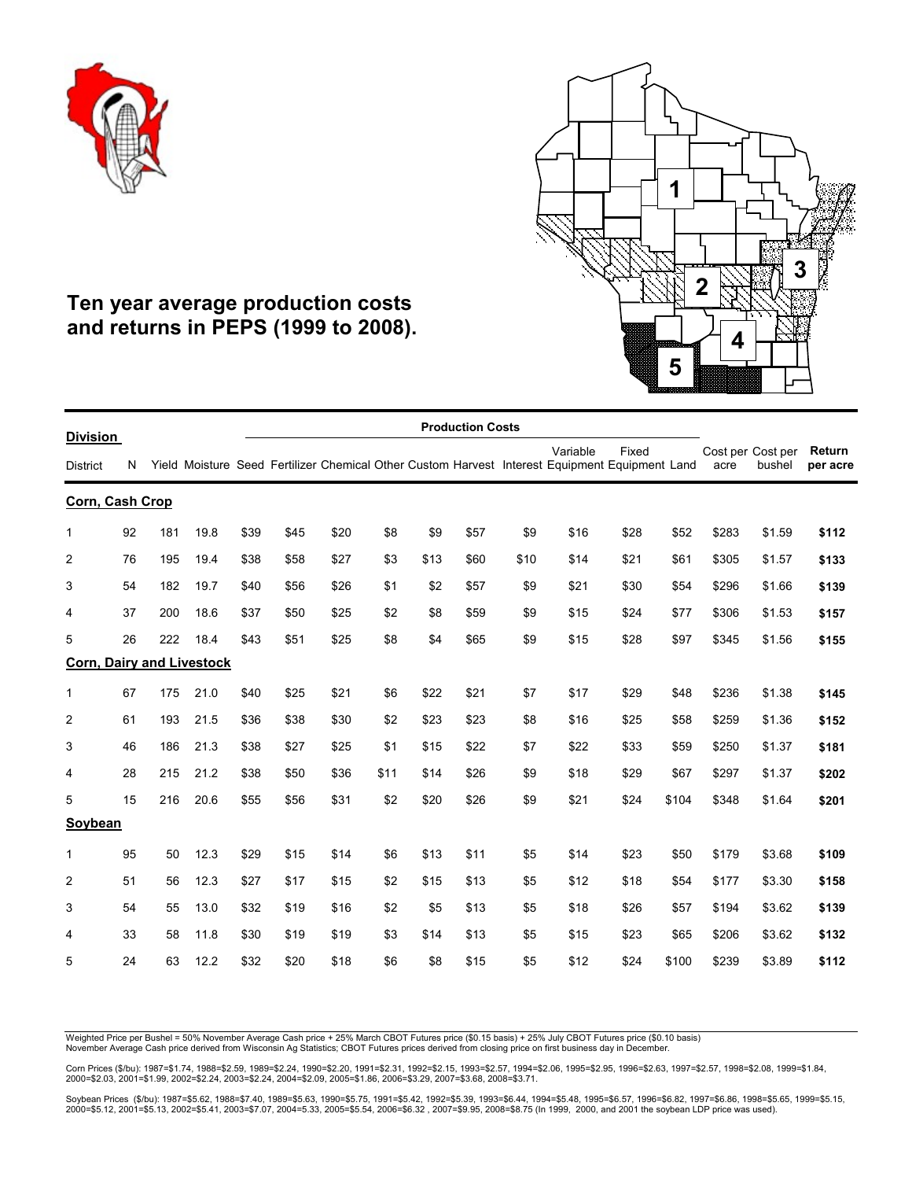# Ten year average production costs and returns in PEPS (1999 to 2008).

| Division | | | | Production Costs | | | | | | | | | | | | |
|---|---|---|---|---|---|---|---|---|---|---|---|---|---|---|---|---|
| District | N | Yield | Moisture | Seed | Fertilizer | Chemical | Other | Custom | Harvest | Interest | Variable Equipment | Fixed Equipment | Land | Cost per acre | Cost per bushel | Return per acre |
| **Corn, Cash Crop** | | | | | | | | | | | | | | | | |
| 1 | 92 | 181 | 19.8 | $39 | $45 | $20 | $8 | $9 | $57 | $9 | $16 | $28 | $52 | $283 | $1.59 | **$112** |
| 2 | 76 | 195 | 19.4 | $38 | $58 | $27 | $3 | $13 | $60 | $10 | $14 | $21 | $61 | $305 | $1.57 | **$133** |
| 3 | 54 | 182 | 19.7 | $40 | $56 | $26 | $1 | $2 | $57 | $9 | $21 | $30 | $54 | $296 | $1.66 | **$139** |
| 4 | 37 | 200 | 18.6 | $37 | $50 | $25 | $2 | $8 | $59 | $9 | $15 | $24 | $77 | $306 | $1.53 | **$157** |
| 5 | 26 | 222 | 18.4 | $43 | $51 | $25 | $8 | $4 | $65 | $9 | $15 | $28 | $97 | $345 | $1.56 | **$155** |
| **Corn, Dairy and Livestock** | | | | | | | | | | | | | | | | |
| 1 | 67 | 175 | 21.0 | $40 | $25 | $21 | $6 | $22 | $21 | $7 | $17 | $29 | $48 | $236 | $1.38 | **$145** |
| 2 | 61 | 193 | 21.5 | $36 | $38 | $30 | $2 | $23 | $23 | $8 | $16 | $25 | $58 | $259 | $1.36 | **$152** |
| 3 | 46 | 186 | 21.3 | $38 | $27 | $25 | $1 | $15 | $22 | $7 | $22 | $33 | $59 | $250 | $1.37 | **$181** |
| 4 | 28 | 215 | 21.2 | $38 | $50 | $36 | $11 | $14 | $26 | $9 | $18 | $29 | $67 | $297 | $1.37 | **$202** |
| 5 | 15 | 216 | 20.6 | $55 | $56 | $31 | $2 | $20 | $26 | $9 | $21 | $24 | $104 | $348 | $1.64 | **$201** |
| **Soybean** | | | | | | | | | | | | | | | | |
| 1 | 95 | 50 | 12.3 | $29 | $15 | $14 | $6 | $13 | $11 | $5 | $14 | $23 | $50 | $179 | $3.68 | **$109** |
| 2 | 51 | 56 | 12.3 | $27 | $17 | $15 | $2 | $15 | $13 | $5 | $12 | $18 | $54 | $177 | $3.30 | **$158** |
| 3 | 54 | 55 | 13.0 | $32 | $19 | $16 | $2 | $5 | $13 | $5 | $18 | $26 | $57 | $194 | $3.62 | **$139** |
| 4 | 33 | 58 | 11.8 | $30 | $19 | $19 | $3 | $14 | $13 | $5 | $15 | $23 | $65 | $206 | $3.62 | **$132** |
| 5 | 24 | 63 | 12.2 | $32 | $20 | $18 | $6 | $8 | $15 | $5 | $12 | $24 | $100 | $239 | $3.89 | **$112** |

Weighted Price per Bushel = 50% November Average Cash price + 25% March CBOT Futures price ($0.15 basis) + 25% July CBOT Futures price ($0.10 basis)
November Average Cash price derived from Wisconsin Ag Statistics; CBOT Futures prices derived from closing price on first business day in December.

Corn Prices ($/bu): 1987=$1.74, 1988=$2.59, 1989=$2.24, 1990=$2.20, 1991=$2.31, 1992=$2.15, 1993=$2.57, 1994=$2.06, 1995=$2.95, 1996=$2.63, 1997=$2.57, 1998=$2.08, 1999=$1.84, 2000=$2.03, 2001=$1.99, 2002=$2.24, 2003=$2.24, 2004=$2.09, 2005=$1.86, 2006=$3.29, 2007=$3.68, 2008=$3.71.

Soybean Prices ($/bu): 1987=$5.62, 1988=$7.40, 1989=$5.63, 1990=$5.75, 1991=$5.42, 1992=$5.39, 1993=$6.44, 1994=$5.48, 1995=$6.57, 1996=$6.82, 1997=$6.86, 1998=$5.65, 1999=$5.15, 2000=$5.12, 2001=$5.13, 2002=$5.41, 2003=$7.07, 2004=5.33, 2005=$5.54, 2006=$6.32 , 2007=$9.95, 2008=$8.75 (In 1999, 2000, and 2001 the soybean LDP price was used).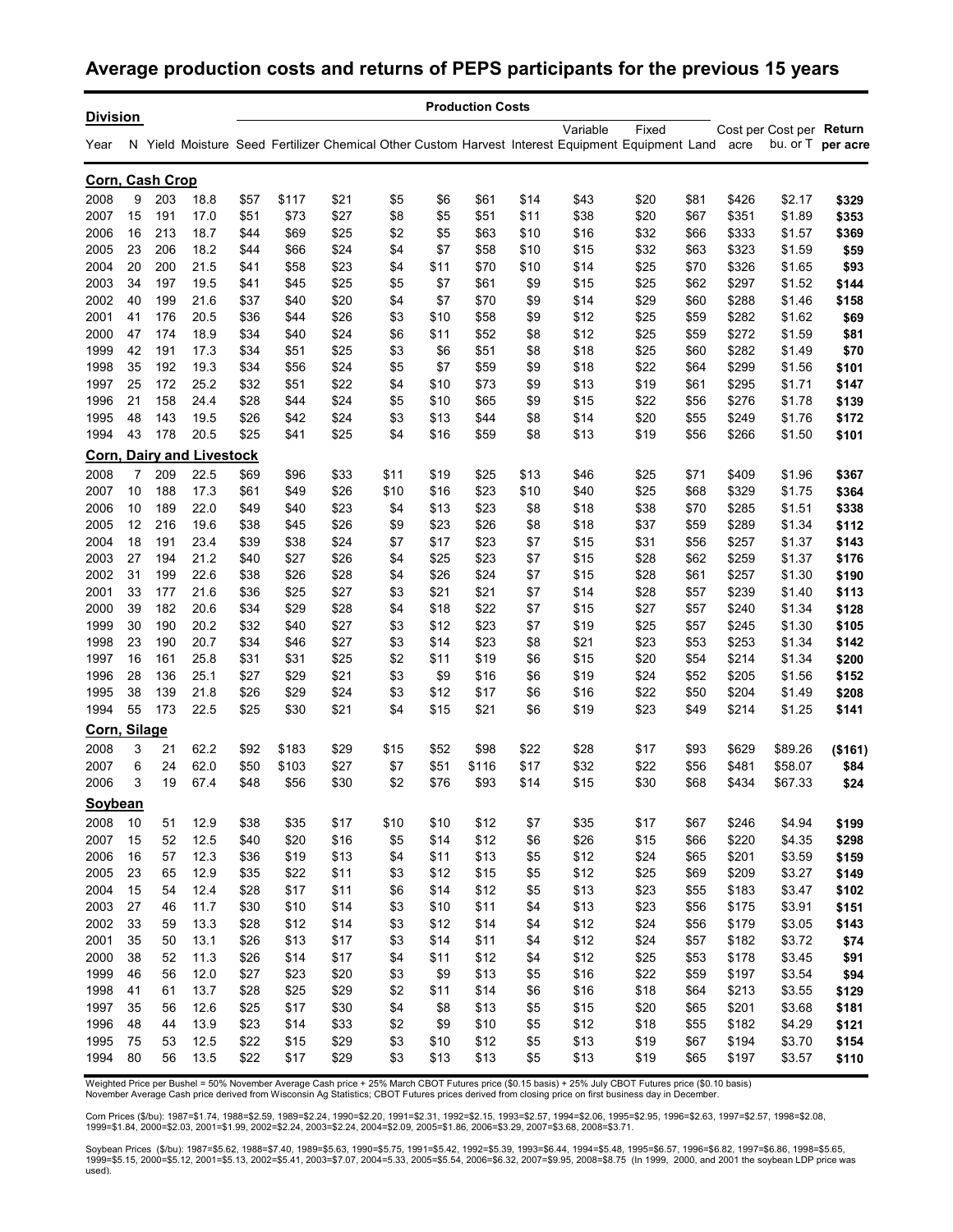## Average production costs and returns of PEPS participants for the previous 15 years

| Division | | | | Production Costs | | | | | | | | | | | Cost per acre | Cost per bu. or T | Return per acre |
|---|---|---|---|---|---|---|---|---|---|---|---|---|---|---|---|---|---|
| Year | N | Yield | Moisture | Seed | Fertilizer | Chemical | Other | Custom | Harvest | Interest | Variable Equipment | Fixed Equipment | Land | | | | |
| **Corn, Cash Crop** | | | | | | | | | | | | | | | | | |
| 2008 | 9 | 203 | 18.8 | $57 | $117 | $21 | $5 | $6 | $61 | $14 | $43 | $20 | $81 | | $426 | $2.17 | **$329** |
| 2007 | 15 | 191 | 17.0 | $51 | $73 | $27 | $8 | $5 | $51 | $11 | $38 | $20 | $67 | | $351 | $1.89 | **$353** |
| 2006 | 16 | 213 | 18.7 | $44 | $69 | $25 | $2 | $5 | $63 | $10 | $16 | $32 | $66 | | $333 | $1.57 | **$369** |
| 2005 | 23 | 206 | 18.2 | $44 | $66 | $24 | $4 | $7 | $58 | $10 | $15 | $32 | $63 | | $323 | $1.59 | **$59** |
| 2004 | 20 | 200 | 21.5 | $41 | $58 | $23 | $4 | $11 | $70 | $10 | $14 | $25 | $70 | | $326 | $1.65 | **$93** |
| 2003 | 34 | 197 | 19.5 | $41 | $45 | $25 | $5 | $7 | $61 | $9 | $15 | $25 | $62 | | $297 | $1.52 | **$144** |
| 2002 | 40 | 199 | 21.6 | $37 | $40 | $20 | $4 | $7 | $70 | $9 | $14 | $29 | $60 | | $288 | $1.46 | **$158** |
| 2001 | 41 | 176 | 20.5 | $36 | $44 | $26 | $3 | $10 | $58 | $9 | $12 | $25 | $59 | | $282 | $1.62 | **$69** |
| 2000 | 47 | 174 | 18.9 | $34 | $40 | $24 | $6 | $11 | $52 | $8 | $12 | $25 | $59 | | $272 | $1.59 | **$81** |
| 1999 | 42 | 191 | 17.3 | $34 | $51 | $25 | $3 | $6 | $51 | $8 | $18 | $25 | $60 | | $282 | $1.49 | **$70** |
| 1998 | 35 | 192 | 19.3 | $34 | $56 | $24 | $5 | $7 | $59 | $9 | $18 | $22 | $64 | | $299 | $1.56 | **$101** |
| 1997 | 25 | 172 | 25.2 | $32 | $51 | $22 | $4 | $10 | $73 | $9 | $13 | $19 | $61 | | $295 | $1.71 | **$147** |
| 1996 | 21 | 158 | 24.4 | $28 | $44 | $24 | $5 | $10 | $65 | $9 | $15 | $22 | $56 | | $276 | $1.78 | **$139** |
| 1995 | 48 | 143 | 19.5 | $26 | $42 | $24 | $3 | $13 | $44 | $8 | $14 | $20 | $55 | | $249 | $1.76 | **$172** |
| 1994 | 43 | 178 | 20.5 | $25 | $41 | $25 | $4 | $16 | $59 | $8 | $13 | $19 | $56 | | $266 | $1.50 | **$101** |
| **Corn, Dairy and Livestock** | | | | | | | | | | | | | | | | | |
| 2008 | 7 | 209 | 22.5 | $69 | $96 | $33 | $11 | $19 | $25 | $13 | $46 | $25 | $71 | | $409 | $1.96 | **$367** |
| 2007 | 10 | 188 | 17.3 | $61 | $49 | $26 | $10 | $16 | $23 | $10 | $40 | $25 | $68 | | $329 | $1.75 | **$364** |
| 2006 | 10 | 189 | 22.0 | $49 | $40 | $23 | $4 | $13 | $23 | $8 | $18 | $38 | $70 | | $285 | $1.51 | **$338** |
| 2005 | 12 | 216 | 19.6 | $38 | $45 | $26 | $9 | $23 | $26 | $8 | $18 | $37 | $59 | | $289 | $1.34 | **$112** |
| 2004 | 18 | 191 | 23.4 | $39 | $38 | $24 | $7 | $17 | $23 | $7 | $15 | $31 | $56 | | $257 | $1.37 | **$143** |
| 2003 | 27 | 194 | 21.2 | $40 | $27 | $26 | $4 | $25 | $23 | $7 | $15 | $28 | $62 | | $259 | $1.37 | **$176** |
| 2002 | 31 | 199 | 22.6 | $38 | $26 | $28 | $4 | $26 | $24 | $7 | $15 | $28 | $61 | | $257 | $1.30 | **$190** |
| 2001 | 33 | 177 | 21.6 | $36 | $25 | $27 | $3 | $21 | $21 | $7 | $14 | $28 | $57 | | $239 | $1.40 | **$113** |
| 2000 | 39 | 182 | 20.6 | $34 | $29 | $28 | $4 | $18 | $22 | $7 | $15 | $27 | $57 | | $240 | $1.34 | **$128** |
| 1999 | 30 | 190 | 20.2 | $32 | $40 | $27 | $3 | $12 | $23 | $7 | $19 | $25 | $57 | | $245 | $1.30 | **$105** |
| 1998 | 23 | 190 | 20.7 | $34 | $46 | $27 | $3 | $14 | $23 | $8 | $21 | $23 | $53 | | $253 | $1.34 | **$142** |
| 1997 | 16 | 161 | 25.8 | $31 | $31 | $25 | $2 | $11 | $19 | $6 | $15 | $20 | $54 | | $214 | $1.34 | **$200** |
| 1996 | 28 | 136 | 25.1 | $27 | $29 | $21 | $3 | $9 | $16 | $6 | $19 | $24 | $52 | | $205 | $1.56 | **$152** |
| 1995 | 38 | 139 | 21.8 | $26 | $29 | $24 | $3 | $12 | $17 | $6 | $16 | $22 | $50 | | $204 | $1.49 | **$208** |
| 1994 | 55 | 173 | 22.5 | $25 | $30 | $21 | $4 | $15 | $21 | $6 | $19 | $23 | $49 | | $214 | $1.25 | **$141** |
| **Corn, Silage** | | | | | | | | | | | | | | | | | |
| 2008 | 3 | 21 | 62.2 | $92 | $183 | $29 | $15 | $52 | $98 | $22 | $28 | $17 | $93 | | $629 | $89.26 | **($161)** |
| 2007 | 6 | 24 | 62.0 | $50 | $103 | $27 | $7 | $51 | $116 | $17 | $32 | $22 | $56 | | $481 | $58.07 | **$84** |
| 2006 | 3 | 19 | 67.4 | $48 | $56 | $30 | $2 | $76 | $93 | $14 | $15 | $30 | $68 | | $434 | $67.33 | **$24** |
| **Soybean** | | | | | | | | | | | | | | | | | |
| 2008 | 10 | 51 | 12.9 | $38 | $35 | $17 | $10 | $10 | $12 | $7 | $35 | $17 | $67 | | $246 | $4.94 | **$199** |
| 2007 | 15 | 52 | 12.5 | $40 | $20 | $16 | $5 | $14 | $12 | $6 | $26 | $15 | $66 | | $220 | $4.35 | **$298** |
| 2006 | 16 | 57 | 12.3 | $36 | $19 | $13 | $4 | $11 | $13 | $5 | $12 | $24 | $65 | | $201 | $3.59 | **$159** |
| 2005 | 23 | 65 | 12.9 | $35 | $22 | $11 | $3 | $12 | $15 | $5 | $12 | $25 | $69 | | $209 | $3.27 | **$149** |
| 2004 | 15 | 54 | 12.4 | $28 | $17 | $11 | $6 | $14 | $12 | $5 | $13 | $23 | $55 | | $183 | $3.47 | **$102** |
| 2003 | 27 | 46 | 11.7 | $30 | $10 | $14 | $3 | $10 | $11 | $4 | $13 | $23 | $56 | | $175 | $3.91 | **$151** |
| 2002 | 33 | 59 | 13.3 | $28 | $12 | $14 | $3 | $12 | $14 | $4 | $12 | $24 | $56 | | $179 | $3.05 | **$143** |
| 2001 | 35 | 50 | 13.1 | $26 | $13 | $17 | $3 | $14 | $11 | $4 | $12 | $24 | $57 | | $182 | $3.72 | **$74** |
| 2000 | 38 | 52 | 11.3 | $26 | $14 | $17 | $4 | $11 | $12 | $4 | $12 | $25 | $53 | | $178 | $3.45 | **$91** |
| 1999 | 46 | 56 | 12.0 | $27 | $23 | $20 | $3 | $9 | $13 | $5 | $16 | $22 | $59 | | $197 | $3.54 | **$94** |
| 1998 | 41 | 61 | 13.7 | $28 | $25 | $29 | $2 | $11 | $14 | $6 | $16 | $18 | $64 | | $213 | $3.55 | **$129** |
| 1997 | 35 | 56 | 12.6 | $25 | $17 | $30 | $4 | $8 | $13 | $5 | $15 | $20 | $65 | | $201 | $3.68 | **$181** |
| 1996 | 48 | 44 | 13.9 | $23 | $14 | $33 | $2 | $9 | $10 | $5 | $12 | $18 | $55 | | $182 | $4.29 | **$121** |
| 1995 | 75 | 53 | 12.5 | $22 | $15 | $29 | $3 | $10 | $12 | $5 | $13 | $19 | $67 | | $194 | $3.70 | **$154** |
| 1994 | 80 | 56 | 13.5 | $22 | $17 | $29 | $3 | $13 | $13 | $5 | $13 | $19 | $65 | | $197 | $3.57 | **$110** |

Weighted Price per Bushel = 50% November Average Cash price + 25% March CBOT Futures price ($0.15 basis) + 25% July CBOT Futures price ($0.10 basis)
November Average Cash price derived from Wisconsin Ag Statistics; CBOT Futures prices derived from closing price on first business day in December.

Corn Prices ($/bu): 1987=$1.74, 1988=$2.59, 1989=$2.24, 1990=$2.20, 1991=$2.31, 1992=$2.15, 1993=$2.57, 1994=$2.06, 1995=$2.95, 1996=$2.63, 1997=$2.57, 1998=$2.08, 1999=$1.84, 2000=$2.03, 2001=$1.99, 2002=$2.24, 2003=$2.24, 2004=$2.09, 2005=$1.86, 2006=$3.29, 2007=$3.68, 2008=$3.71.

Soybean Prices ($/bu): 1987=$5.62, 1988=$7.40, 1989=$5.63, 1990=$5.75, 1991=$5.42, 1992=$5.39, 1993=$6.44, 1994=$5.48, 1995=$6.57, 1996=$6.82, 1997=$6.86, 1998=$5.65, 1999=$5.15, 2000=$5.12, 2001=$5.13, 2002=$5.41, 2003=$7.07, 2004=5.33, 2005=$5.54, 2006=$6.32, 2007=$9.95, 2008=$8.75 (In 1999, 2000, and 2001 the soybean LDP price was used).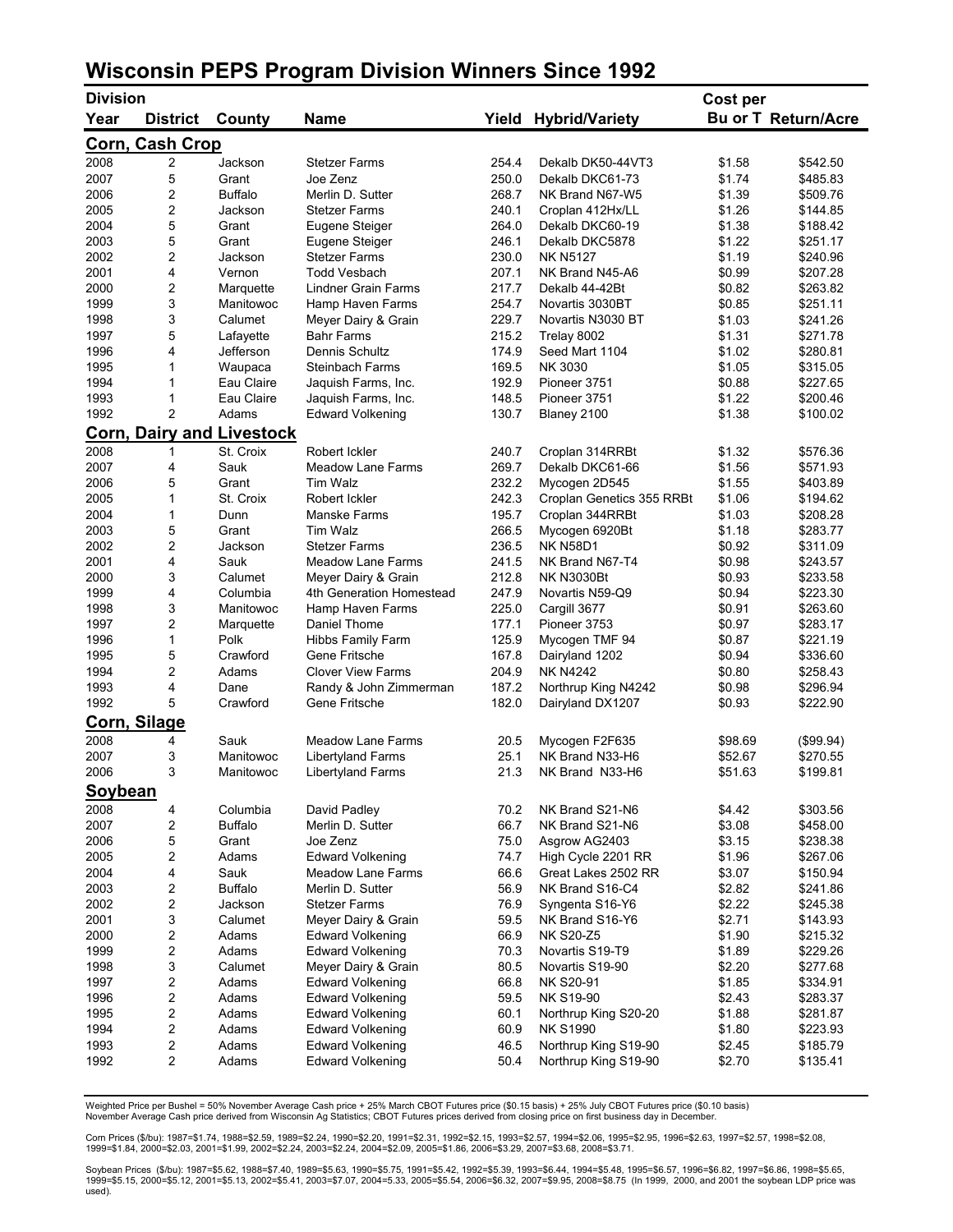# Wisconsin PEPS Program Division Winners Since 1992

| Division Year | District | County | Name | Yield | Hybrid/Variety | Cost per Bu or T | Return/Acre |
|---|---|---|---|---|---|---|---|
| **Corn, Cash Crop** | | | | | | | |
| 2008 | 2 | Jackson | Stetzer Farms | 254.4 | Dekalb DK50-44VT3 | $1.58 | $542.50 |
| 2007 | 5 | Grant | Joe Zenz | 250.0 | Dekalb DKC61-73 | $1.74 | $485.83 |
| 2006 | 2 | Buffalo | Merlin D. Sutter | 268.7 | NK Brand N67-W5 | $1.39 | $509.76 |
| 2005 | 2 | Jackson | Stetzer Farms | 240.1 | Croplan 412Hx/LL | $1.26 | $144.85 |
| 2004 | 5 | Grant | Eugene Steiger | 264.0 | Dekalb DKC60-19 | $1.38 | $188.42 |
| 2003 | 5 | Grant | Eugene Steiger | 246.1 | Dekalb DKC5878 | $1.22 | $251.17 |
| 2002 | 2 | Jackson | Stetzer Farms | 230.0 | NK N5127 | $1.19 | $240.96 |
| 2001 | 4 | Vernon | Todd Vesbach | 207.1 | NK Brand N45-A6 | $0.99 | $207.28 |
| 2000 | 2 | Marquette | Lindner Grain Farms | 217.7 | Dekalb 44-42Bt | $0.82 | $263.82 |
| 1999 | 3 | Manitowoc | Hamp Haven Farms | 254.7 | Novartis 3030BT | $0.85 | $251.11 |
| 1998 | 3 | Calumet | Meyer Dairy & Grain | 229.7 | Novartis N3030 BT | $1.03 | $241.26 |
| 1997 | 5 | Lafayette | Bahr Farms | 215.2 | Trelay 8002 | $1.31 | $271.78 |
| 1996 | 4 | Jefferson | Dennis Schultz | 174.9 | Seed Mart 1104 | $1.02 | $280.81 |
| 1995 | 1 | Waupaca | Steinbach Farms | 169.5 | NK 3030 | $1.05 | $315.05 |
| 1994 | 1 | Eau Claire | Jaquish Farms, Inc. | 192.9 | Pioneer 3751 | $0.88 | $227.65 |
| 1993 | 1 | Eau Claire | Jaquish Farms, Inc. | 148.5 | Pioneer 3751 | $1.22 | $200.46 |
| 1992 | 2 | Adams | Edward Volkening | 130.7 | Blaney 2100 | $1.38 | $100.02 |
| **Corn, Dairy and Livestock** | | | | | | | |
| 2008 | 1 | St. Croix | Robert Ickler | 240.7 | Croplan 314RRBt | $1.32 | $576.36 |
| 2007 | 4 | Sauk | Meadow Lane Farms | 269.7 | Dekalb DKC61-66 | $1.56 | $571.93 |
| 2006 | 5 | Grant | Tim Walz | 232.2 | Mycogen 2D545 | $1.55 | $403.89 |
| 2005 | 1 | St. Croix | Robert Ickler | 242.3 | Croplan Genetics 355 RRBt | $1.06 | $194.62 |
| 2004 | 1 | Dunn | Manske Farms | 195.7 | Croplan 344RRBt | $1.03 | $208.28 |
| 2003 | 5 | Grant | Tim Walz | 266.5 | Mycogen 6920Bt | $1.18 | $283.77 |
| 2002 | 2 | Jackson | Stetzer Farms | 236.5 | NK N58D1 | $0.92 | $311.09 |
| 2001 | 4 | Sauk | Meadow Lane Farms | 241.5 | NK Brand N67-T4 | $0.98 | $243.57 |
| 2000 | 3 | Calumet | Meyer Dairy & Grain | 212.8 | NK N3030Bt | $0.93 | $233.58 |
| 1999 | 4 | Columbia | 4th Generation Homestead | 247.9 | Novartis N59-Q9 | $0.94 | $223.30 |
| 1998 | 3 | Manitowoc | Hamp Haven Farms | 225.0 | Cargill 3677 | $0.91 | $263.60 |
| 1997 | 2 | Marquette | Daniel Thome | 177.1 | Pioneer 3753 | $0.97 | $283.17 |
| 1996 | 1 | Polk | Hibbs Family Farm | 125.9 | Mycogen TMF 94 | $0.87 | $221.19 |
| 1995 | 5 | Crawford | Gene Fritsche | 167.8 | Dairyland 1202 | $0.94 | $336.60 |
| 1994 | 2 | Adams | Clover View Farms | 204.9 | NK N4242 | $0.80 | $258.43 |
| 1993 | 4 | Dane | Randy & John Zimmerman | 187.2 | Northrup King N4242 | $0.98 | $296.94 |
| 1992 | 5 | Crawford | Gene Fritsche | 182.0 | Dairyland DX1207 | $0.93 | $222.90 |
| **Corn, Silage** | | | | | | | |
| 2008 | 4 | Sauk | Meadow Lane Farms | 20.5 | Mycogen F2F635 | $98.69 | ($99.94) |
| 2007 | 3 | Manitowoc | Libertyland Farms | 25.1 | NK Brand N33-H6 | $52.67 | $270.55 |
| 2006 | 3 | Manitowoc | Libertyland Farms | 21.3 | NK Brand N33-H6 | $51.63 | $199.81 |
| **Soybean** | | | | | | | |
| 2008 | 4 | Columbia | David Padley | 70.2 | NK Brand S21-N6 | $4.42 | $303.56 |
| 2007 | 2 | Buffalo | Merlin D. Sutter | 66.7 | NK Brand S21-N6 | $3.08 | $458.00 |
| 2006 | 5 | Grant | Joe Zenz | 75.0 | Asgrow AG2403 | $3.15 | $238.38 |
| 2005 | 2 | Adams | Edward Volkening | 74.7 | High Cycle 2201 RR | $1.96 | $267.06 |
| 2004 | 4 | Sauk | Meadow Lane Farms | 66.6 | Great Lakes 2502 RR | $3.07 | $150.94 |
| 2003 | 2 | Buffalo | Merlin D. Sutter | 56.9 | NK Brand S16-C4 | $2.82 | $241.86 |
| 2002 | 2 | Jackson | Stetzer Farms | 76.9 | Syngenta S16-Y6 | $2.22 | $245.38 |
| 2001 | 3 | Calumet | Meyer Dairy & Grain | 59.5 | NK Brand S16-Y6 | $2.71 | $143.93 |
| 2000 | 2 | Adams | Edward Volkening | 66.9 | NK S20-Z5 | $1.90 | $215.32 |
| 1999 | 2 | Adams | Edward Volkening | 70.3 | Novartis S19-T9 | $1.89 | $229.26 |
| 1998 | 3 | Calumet | Meyer Dairy & Grain | 80.5 | Novartis S19-90 | $2.20 | $277.68 |
| 1997 | 2 | Adams | Edward Volkening | 66.8 | NK S20-91 | $1.85 | $334.91 |
| 1996 | 2 | Adams | Edward Volkening | 59.5 | NK S19-90 | $2.43 | $283.37 |
| 1995 | 2 | Adams | Edward Volkening | 60.1 | Northrup King S20-20 | $1.88 | $281.87 |
| 1994 | 2 | Adams | Edward Volkening | 60.9 | NK S1990 | $1.80 | $223.93 |
| 1993 | 2 | Adams | Edward Volkening | 46.5 | Northrup King S19-90 | $2.45 | $185.79 |
| 1992 | 2 | Adams | Edward Volkening | 50.4 | Northrup King S19-90 | $2.70 | $135.41 |

Weighted Price per Bushel = 50% November Average Cash price + 25% March CBOT Futures price ($0.15 basis) + 25% July CBOT Futures price ($0.10 basis)
November Average Cash price derived from Wisconsin Ag Statistics; CBOT Futures prices derived from closing price on first business day in December.

Corn Prices ($/bu): 1987=$1.74, 1988=$2.59, 1989=$2.24, 1990=$2.20, 1991=$2.31, 1992=$2.15, 1993=$2.57, 1994=$2.06, 1995=$2.95, 1996=$2.63, 1997=$2.57, 1998=$2.08, 1999=$1.84, 2000=$2.03, 2001=$1.99, 2002=$2.24, 2003=$2.24, 2004=$2.09, 2005=$1.86, 2006=$3.29, 2007=$3.68, 2008=$3.71.

Soybean Prices ($/bu): 1987=$5.62, 1988=$7.40, 1989=$5.63, 1990=$5.75, 1991=$5.42, 1992=$5.39, 1993=$6.44, 1994=$5.48, 1995=$6.57, 1996=$6.82, 1997=$6.86, 1998=$5.65, 1999=$5.15, 2000=$5.12, 2001=$5.13, 2002=$5.41, 2003=$7.07, 2004=5.33, 2005=$5.54, 2006=$6.32, 2007=$9.95, 2008=$8.75 (In 1999, 2000, and 2001 the soybean LDP price was used).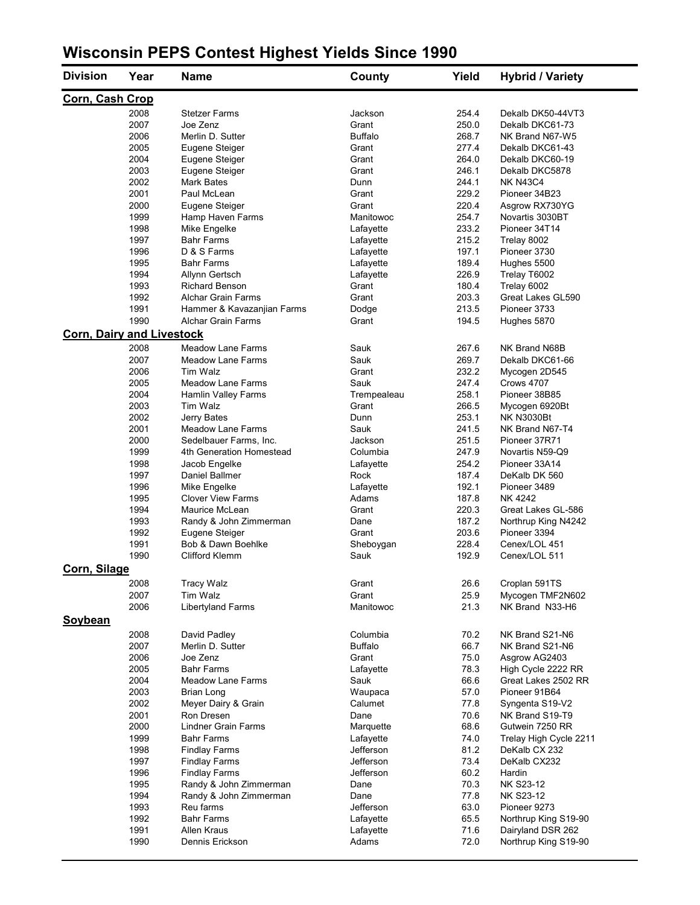# Wisconsin PEPS Contest Highest Yields Since 1990

| Division | Year | Name | County | Yield | Hybrid / Variety |
|---|---|---|---|---|---|
| **Corn, Cash Crop** | | | | | |
| | 2008 | Stetzer Farms | Jackson | 254.4 | Dekalb DK50-44VT3 |
| | 2007 | Joe Zenz | Grant | 250.0 | Dekalb DKC61-73 |
| | 2006 | Merlin D. Sutter | Buffalo | 268.7 | NK Brand N67-W5 |
| | 2005 | Eugene Steiger | Grant | 277.4 | Dekalb DKC61-43 |
| | 2004 | Eugene Steiger | Grant | 264.0 | Dekalb DKC60-19 |
| | 2003 | Eugene Steiger | Grant | 246.1 | Dekalb DKC5878 |
| | 2002 | Mark Bates | Dunn | 244.1 | NK N43C4 |
| | 2001 | Paul McLean | Grant | 229.2 | Pioneer 34B23 |
| | 2000 | Eugene Steiger | Grant | 220.4 | Asgrow RX730YG |
| | 1999 | Hamp Haven Farms | Manitowoc | 254.7 | Novartis 3030BT |
| | 1998 | Mike Engelke | Lafayette | 233.2 | Pioneer 34T14 |
| | 1997 | Bahr Farms | Lafayette | 215.2 | Trelay 8002 |
| | 1996 | D & S Farms | Lafayette | 197.1 | Pioneer 3730 |
| | 1995 | Bahr Farms | Lafayette | 189.4 | Hughes 5500 |
| | 1994 | Allynn Gertsch | Lafayette | 226.9 | Trelay T6002 |
| | 1993 | Richard Benson | Grant | 180.4 | Trelay 6002 |
| | 1992 | Alchar Grain Farms | Grant | 203.3 | Great Lakes GL590 |
| | 1991 | Hammer & Kavazanjian Farms | Dodge | 213.5 | Pioneer 3733 |
| | 1990 | Alchar Grain Farms | Grant | 194.5 | Hughes 5870 |
| **Corn, Dairy and Livestock** | | | | | |
| | 2008 | Meadow Lane Farms | Sauk | 267.6 | NK Brand N68B |
| | 2007 | Meadow Lane Farms | Sauk | 269.7 | Dekalb DKC61-66 |
| | 2006 | Tim Walz | Grant | 232.2 | Mycogen 2D545 |
| | 2005 | Meadow Lane Farms | Sauk | 247.4 | Crows 4707 |
| | 2004 | Hamlin Valley Farms | Trempealeau | 258.1 | Pioneer 38B85 |
| | 2003 | Tim Walz | Grant | 266.5 | Mycogen 6920Bt |
| | 2002 | Jerry Bates | Dunn | 253.1 | NK N3030Bt |
| | 2001 | Meadow Lane Farms | Sauk | 241.5 | NK Brand N67-T4 |
| | 2000 | Sedelbauer Farms, Inc. | Jackson | 251.5 | Pioneer 37R71 |
| | 1999 | 4th Generation Homestead | Columbia | 247.9 | Novartis N59-Q9 |
| | 1998 | Jacob Engelke | Lafayette | 254.2 | Pioneer 33A14 |
| | 1997 | Daniel Ballmer | Rock | 187.4 | DeKalb DK 560 |
| | 1996 | Mike Engelke | Lafayette | 192.1 | Pioneer 3489 |
| | 1995 | Clover View Farms | Adams | 187.8 | NK 4242 |
| | 1994 | Maurice McLean | Grant | 220.3 | Great Lakes GL-586 |
| | 1993 | Randy & John Zimmerman | Dane | 187.2 | Northrup King N4242 |
| | 1992 | Eugene Steiger | Grant | 203.6 | Pioneer 3394 |
| | 1991 | Bob & Dawn Boehlke | Sheboygan | 228.4 | Cenex/LOL 451 |
| | 1990 | Clifford Klemm | Sauk | 192.9 | Cenex/LOL 511 |
| **Corn, Silage** | | | | | |
| | 2008 | Tracy Walz | Grant | 26.6 | Croplan 591TS |
| | 2007 | Tim Walz | Grant | 25.9 | Mycogen TMF2N602 |
| | 2006 | Libertyland Farms | Manitowoc | 21.3 | NK Brand N33-H6 |
| **Soybean** | | | | | |
| | 2008 | David Padley | Columbia | 70.2 | NK Brand S21-N6 |
| | 2007 | Merlin D. Sutter | Buffalo | 66.7 | NK Brand S21-N6 |
| | 2006 | Joe Zenz | Grant | 75.0 | Asgrow AG2403 |
| | 2005 | Bahr Farms | Lafayette | 78.3 | High Cycle 2222 RR |
| | 2004 | Meadow Lane Farms | Sauk | 66.6 | Great Lakes 2502 RR |
| | 2003 | Brian Long | Waupaca | 57.0 | Pioneer 91B64 |
| | 2002 | Meyer Dairy & Grain | Calumet | 77.8 | Syngenta S19-V2 |
| | 2001 | Ron Dresen | Dane | 70.6 | NK Brand S19-T9 |
| | 2000 | Lindner Grain Farms | Marquette | 68.6 | Gutwein 7250 RR |
| | 1999 | Bahr Farms | Lafayette | 74.0 | Trelay High Cycle 2211 |
| | 1998 | Findlay Farms | Jefferson | 81.2 | DeKalb CX 232 |
| | 1997 | Findlay Farms | Jefferson | 73.4 | DeKalb CX232 |
| | 1996 | Findlay Farms | Jefferson | 60.2 | Hardin |
| | 1995 | Randy & John Zimmerman | Dane | 70.3 | NK S23-12 |
| | 1994 | Randy & John Zimmerman | Dane | 77.8 | NK S23-12 |
| | 1993 | Reu farms | Jefferson | 63.0 | Pioneer 9273 |
| | 1992 | Bahr Farms | Lafayette | 65.5 | Northrup King S19-90 |
| | 1991 | Allen Kraus | Lafayette | 71.6 | Dairyland DSR 262 |
| | 1990 | Dennis Erickson | Adams | 72.0 | Northrup King S19-90 |